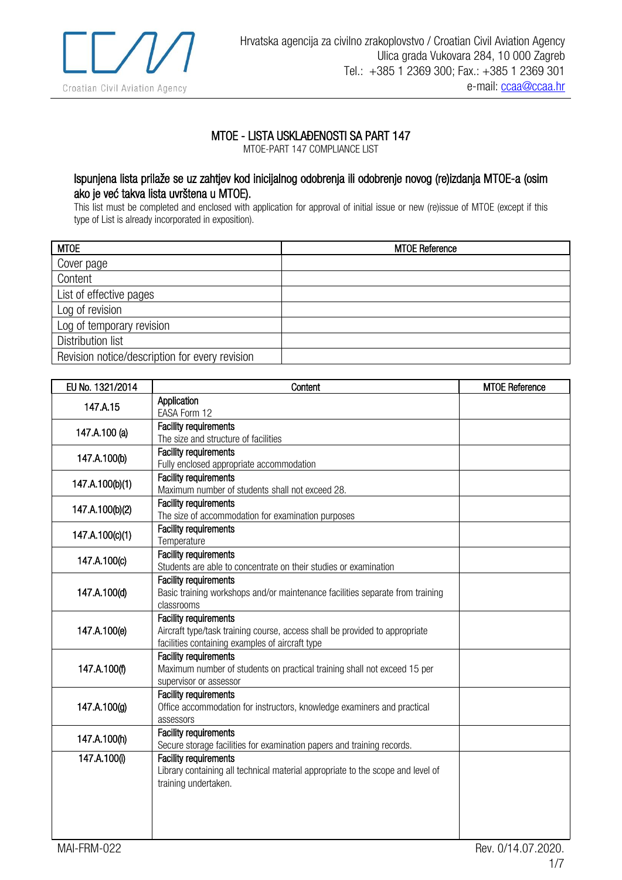Hrvatska agencija za civilno zrakoplovstvo / Croatian Civil Aviation Agency
Ulica grada Vukovara 284, 10 000 Zagreb
Tel.: +385 1 2369 300; Fax.: +385 1 2369 301
e-mail: ccaa@ccaa.hr

# MTOE - LISTA USKLAĐENOSTI SA PART 147

MTOE-PART 147 COMPLIANCE LIST

**Ispunjena lista prilaže se uz zahtjev kod inicijalnog odobrenja ili odobrenje novog (re)izdanja MTOE-a (osim ako je već takva lista uvrštena u MTOE).**

This list must be completed and enclosed with application for approval of initial issue or new (re)issue of MTOE (except if this type of List is already incorporated in exposition).

| MTOE | MTOE Reference |
|---|---|
| Cover page | |
| Content | |
| List of effective pages | |
| Log of revision | |
| Log of temporary revision | |
| Distribution list | |
| Revision notice/description for every revision | |

| EU No. 1321/2014 | Content | MTOE Reference |
|---|---|---|
| 147.A.15 | **Application**<br>EASA Form 12 | |
| 147.A.100 (a) | **Facility requirements**<br>The size and structure of facilities | |
| 147.A.100(b) | **Facility requirements**<br>Fully enclosed appropriate accommodation | |
| 147.A.100(b)(1) | **Facility requirements**<br>Maximum number of students shall not exceed 28. | |
| 147.A.100(b)(2) | **Facility requirements**<br>The size of accommodation for examination purposes | |
| 147.A.100(c)(1) | **Facility requirements**<br>Temperature | |
| 147.A.100(c) | **Facility requirements**<br>Students are able to concentrate on their studies or examination | |
| 147.A.100(d) | **Facility requirements**<br>Basic training workshops and/or maintenance facilities separate from training classrooms | |
| 147.A.100(e) | **Facility requirements**<br>Aircraft type/task training course, access shall be provided to appropriate facilities containing examples of aircraft type | |
| 147.A.100(f) | **Facility requirements**<br>Maximum number of students on practical training shall not exceed 15 per supervisor or assessor | |
| 147.A.100(g) | **Facility requirements**<br>Office accommodation for instructors, knowledge examiners and practical assessors | |
| 147.A.100(h) | **Facility requirements**<br>Secure storage facilities for examination papers and training records. | |
| 147.A.100(i) | **Facility requirements**<br>Library containing all technical material appropriate to the scope and level of training undertaken. | |

MAI-FRM-022 Rev. 0/14.07.2020.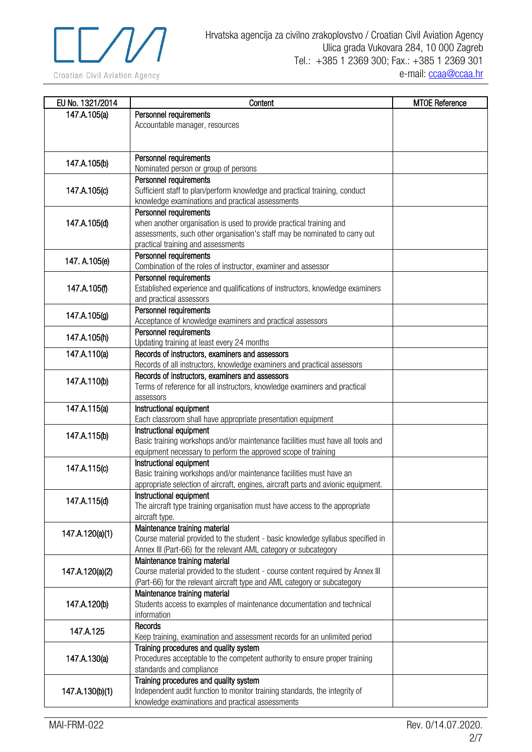| EU No. 1321/2014 | Content | MTOE Reference |
|---|---|---|
| 147.A.105(a) | Personnel requirements<br>Accountable manager, resources | |
| 147.A.105(b) | Personnel requirements<br>Nominated person or group of persons | |
| 147.A.105(c) | Personnel requirements<br>Sufficient staff to plan/perform knowledge and practical training, conduct knowledge examinations and practical assessments | |
| 147.A.105(d) | Personnel requirements<br>when another organisation is used to provide practical training and assessments, such other organisation's staff may be nominated to carry out practical training and assessments | |
| 147. A.105(e) | Personnel requirements<br>Combination of the roles of instructor, examiner and assessor | |
| 147.A.105(f) | Personnel requirements<br>Established experience and qualifications of instructors, knowledge examiners and practical assessors | |
| 147.A.105(g) | Personnel requirements<br>Acceptance of knowledge examiners and practical assessors | |
| 147.A.105(h) | Personnel requirements<br>Updating training at least every 24 months | |
| 147.A.110(a) | Records of instructors, examiners and assessors<br>Records of all instructors, knowledge examiners and practical assessors | |
| 147.A.110(b) | Records of instructors, examiners and assessors<br>Terms of reference for all instructors, knowledge examiners and practical assessors | |
| 147.A.115(a) | Instructional equipment<br>Each classroom shall have appropriate presentation equipment | |
| 147.A.115(b) | Instructional equipment<br>Basic training workshops and/or maintenance facilities must have all tools and equipment necessary to perform the approved scope of training | |
| 147.A.115(c) | Instructional equipment<br>Basic training workshops and/or maintenance facilities must have an appropriate selection of aircraft, engines, aircraft parts and avionic equipment. | |
| 147.A.115(d) | Instructional equipment<br>The aircraft type training organisation must have access to the appropriate aircraft type. | |
| 147.A.120(a)(1) | Maintenance training material<br>Course material provided to the student - basic knowledge syllabus specified in Annex III (Part-66) for the relevant AML category or subcategory | |
| 147.A.120(a)(2) | Maintenance training material<br>Course material provided to the student - course content required by Annex III (Part-66) for the relevant aircraft type and AML category or subcategory | |
| 147.A.120(b) | Maintenance training material<br>Students access to examples of maintenance documentation and technical information | |
| 147.A.125 | Records<br>Keep training, examination and assessment records for an unlimited period | |
| 147.A.130(a) | Training procedures and quality system<br>Procedures acceptable to the competent authority to ensure proper training standards and compliance | |
| 147.A.130(b)(1) | Training procedures and quality system<br>Independent audit function to monitor training standards, the integrity of knowledge examinations and practical assessments | |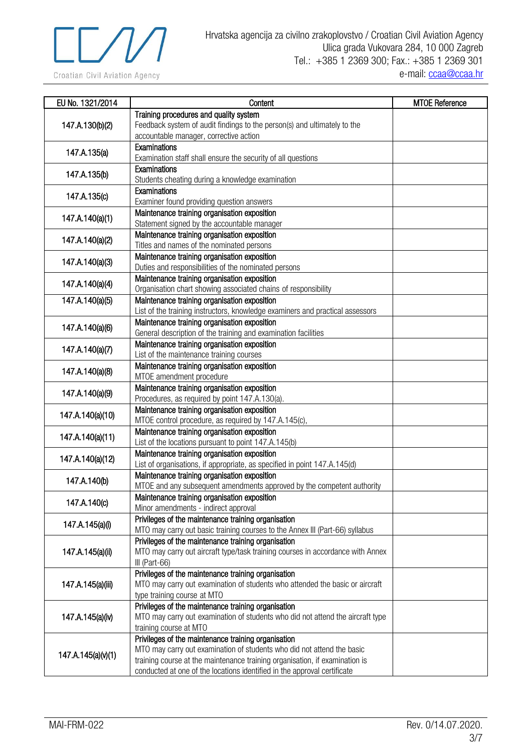| EU No. 1321/2014 | Content | MTOE Reference |
|---|---|---|
| 147.A.130(b)(2) | Training procedures and quality system<br>Feedback system of audit findings to the person(s) and ultimately to the accountable manager, corrective action | |
| 147.A.135(a) | Examinations<br>Examination staff shall ensure the security of all questions | |
| 147.A.135(b) | Examinations<br>Students cheating during a knowledge examination | |
| 147.A.135(c) | Examinations<br>Examiner found providing question answers | |
| 147.A.140(a)(1) | Maintenance training organisation exposition<br>Statement signed by the accountable manager | |
| 147.A.140(a)(2) | Maintenance training organisation exposition<br>Titles and names of the nominated persons | |
| 147.A.140(a)(3) | Maintenance training organisation exposition<br>Duties and responsibilities of the nominated persons | |
| 147.A.140(a)(4) | Maintenance training organisation exposition<br>Organisation chart showing associated chains of responsibility | |
| 147.A.140(a)(5) | Maintenance training organisation exposition<br>List of the training instructors, knowledge examiners and practical assessors | |
| 147.A.140(a)(6) | Maintenance training organisation exposition<br>General description of the training and examination facilities | |
| 147.A.140(a)(7) | Maintenance training organisation exposition<br>List of the maintenance training courses | |
| 147.A.140(a)(8) | Maintenance training organisation exposition<br>MTOE amendment procedure | |
| 147.A.140(a)(9) | Maintenance training organisation exposition<br>Procedures, as required by point 147.A.130(a). | |
| 147.A.140(a)(10) | Maintenance training organisation exposition<br>MTOE control procedure, as required by 147.A.145(c), | |
| 147.A.140(a)(11) | Maintenance training organisation exposition<br>List of the locations pursuant to point 147.A.145(b) | |
| 147.A.140(a)(12) | Maintenance training organisation exposition<br>List of organisations, if appropriate, as specified in point 147.A.145(d) | |
| 147.A.140(b) | Maintenance training organisation exposition<br>MTOE and any subsequent amendments approved by the competent authority | |
| 147.A.140(c) | Maintenance training organisation exposition<br>Minor amendments - indirect approval | |
| 147.A.145(a)(i) | Privileges of the maintenance training organisation<br>MTO may carry out basic training courses to the Annex III (Part-66) syllabus | |
| 147.A.145(a)(ii) | Privileges of the maintenance training organisation<br>MTO may carry out aircraft type/task training courses in accordance with Annex III (Part-66) | |
| 147.A.145(a)(iii) | Privileges of the maintenance training organisation<br>MTO may carry out examination of students who attended the basic or aircraft type training course at MTO | |
| 147.A.145(a)(iv) | Privileges of the maintenance training organisation<br>MTO may carry out examination of students who did not attend the aircraft type training course at MTO | |
| 147.A.145(a)(v)(1) | Privileges of the maintenance training organisation<br>MTO may carry out examination of students who did not attend the basic training course at the maintenance training organisation, if examination is conducted at one of the locations identified in the approval certificate | |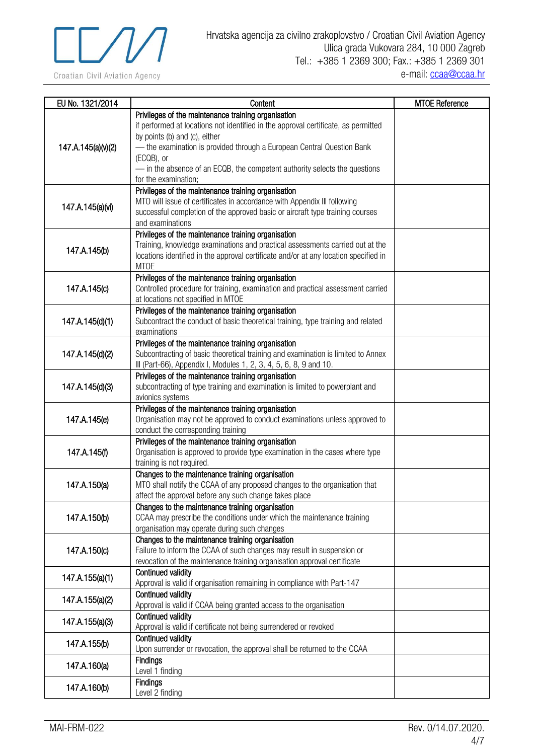| EU No. 1321/2014 | Content | MTOE Reference |
|---|---|---|
| 147.A.145(a)(v)(2) | Privileges of the maintenance training organisation<br>if performed at locations not identified in the approval certificate, as permitted by points (b) and (c), either<br>— the examination is provided through a European Central Question Bank (ECQB), or<br>— in the absence of an ECQB, the competent authority selects the questions for the examination; | |
| 147.A.145(a)(vi) | Privileges of the maintenance training organisation<br>MTO will issue of certificates in accordance with Appendix III following successful completion of the approved basic or aircraft type training courses and examinations | |
| 147.A.145(b) | Privileges of the maintenance training organisation<br>Training, knowledge examinations and practical assessments carried out at the locations identified in the approval certificate and/or at any location specified in MTOE | |
| 147.A.145(c) | Privileges of the maintenance training organisation<br>Controlled procedure for training, examination and practical assessment carried at locations not specified in MTOE | |
| 147.A.145(d)(1) | Privileges of the maintenance training organisation<br>Subcontract the conduct of basic theoretical training, type training and related examinations | |
| 147.A.145(d)(2) | Privileges of the maintenance training organisation<br>Subcontracting of basic theoretical training and examination is limited to Annex III (Part-66), Appendix I, Modules 1, 2, 3, 4, 5, 6, 8, 9 and 10. | |
| 147.A.145(d)(3) | Privileges of the maintenance training organisation<br>subcontracting of type training and examination is limited to powerplant and avionics systems | |
| 147.A.145(e) | Privileges of the maintenance training organisation<br>Organisation may not be approved to conduct examinations unless approved to conduct the corresponding training | |
| 147.A.145(f) | Privileges of the maintenance training organisation<br>Organisation is approved to provide type examination in the cases where type training is not required. | |
| 147.A.150(a) | Changes to the maintenance training organisation<br>MTO shall notify the CCAA of any proposed changes to the organisation that affect the approval before any such change takes place | |
| 147.A.150(b) | Changes to the maintenance training organisation<br>CCAA may prescribe the conditions under which the maintenance training organisation may operate during such changes | |
| 147.A.150(c) | Changes to the maintenance training organisation<br>Failure to inform the CCAA of such changes may result in suspension or revocation of the maintenance training organisation approval certificate | |
| 147.A.155(a)(1) | Continued validity<br>Approval is valid if organisation remaining in compliance with Part-147 | |
| 147.A.155(a)(2) | Continued validity<br>Approval is valid if CCAA being granted access to the organisation | |
| 147.A.155(a)(3) | Continued validity<br>Approval is valid if certificate not being surrendered or revoked | |
| 147.A.155(b) | Continued validity<br>Upon surrender or revocation, the approval shall be returned to the CCAA | |
| 147.A.160(a) | Findings<br>Level 1 finding | |
| 147.A.160(b) | Findings<br>Level 2 finding | |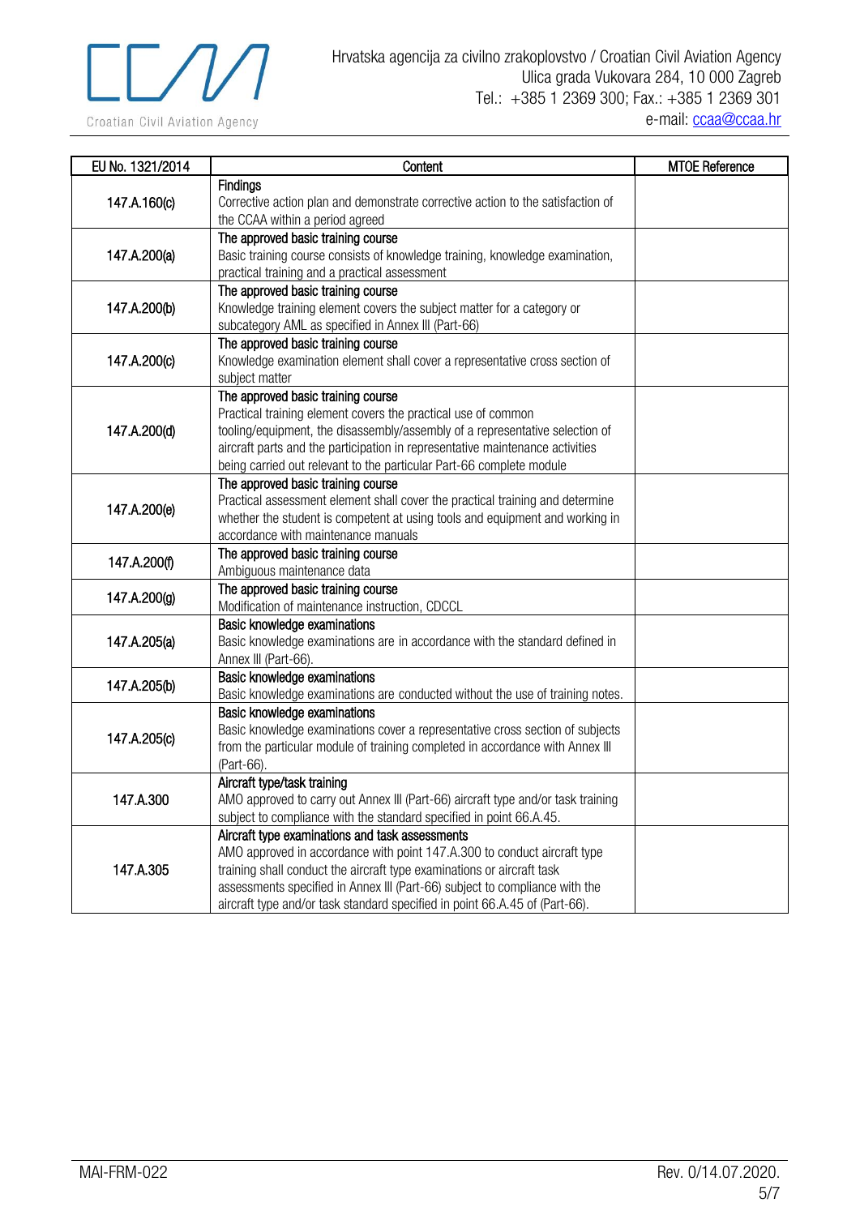| EU No. 1321/2014 | Content | MTOE Reference |
|---|---|---|
| 147.A.160(c) | **Findings**<br>Corrective action plan and demonstrate corrective action to the satisfaction of the CCAA within a period agreed | |
| 147.A.200(a) | **The approved basic training course**<br>Basic training course consists of knowledge training, knowledge examination, practical training and a practical assessment | |
| 147.A.200(b) | **The approved basic training course**<br>Knowledge training element covers the subject matter for a category or subcategory AML as specified in Annex III (Part-66) | |
| 147.A.200(c) | **The approved basic training course**<br>Knowledge examination element shall cover a representative cross section of subject matter | |
| 147.A.200(d) | **The approved basic training course**<br>Practical training element covers the practical use of common tooling/equipment, the disassembly/assembly of a representative selection of aircraft parts and the participation in representative maintenance activities being carried out relevant to the particular Part-66 complete module | |
| 147.A.200(e) | **The approved basic training course**<br>Practical assessment element shall cover the practical training and determine whether the student is competent at using tools and equipment and working in accordance with maintenance manuals | |
| 147.A.200(f) | **The approved basic training course**<br>Ambiguous maintenance data | |
| 147.A.200(g) | **The approved basic training course**<br>Modification of maintenance instruction, CDCCL | |
| 147.A.205(a) | **Basic knowledge examinations**<br>Basic knowledge examinations are in accordance with the standard defined in Annex III (Part-66). | |
| 147.A.205(b) | **Basic knowledge examinations**<br>Basic knowledge examinations are conducted without the use of training notes. | |
| 147.A.205(c) | **Basic knowledge examinations**<br>Basic knowledge examinations cover a representative cross section of subjects from the particular module of training completed in accordance with Annex III (Part-66). | |
| 147.A.300 | **Aircraft type/task training**<br>AMO approved to carry out Annex III (Part-66) aircraft type and/or task training subject to compliance with the standard specified in point 66.A.45. | |
| 147.A.305 | **Aircraft type examinations and task assessments**<br>AMO approved in accordance with point 147.A.300 to conduct aircraft type training shall conduct the aircraft type examinations or aircraft task assessments specified in Annex III (Part-66) subject to compliance with the aircraft type and/or task standard specified in point 66.A.45 of (Part-66). | |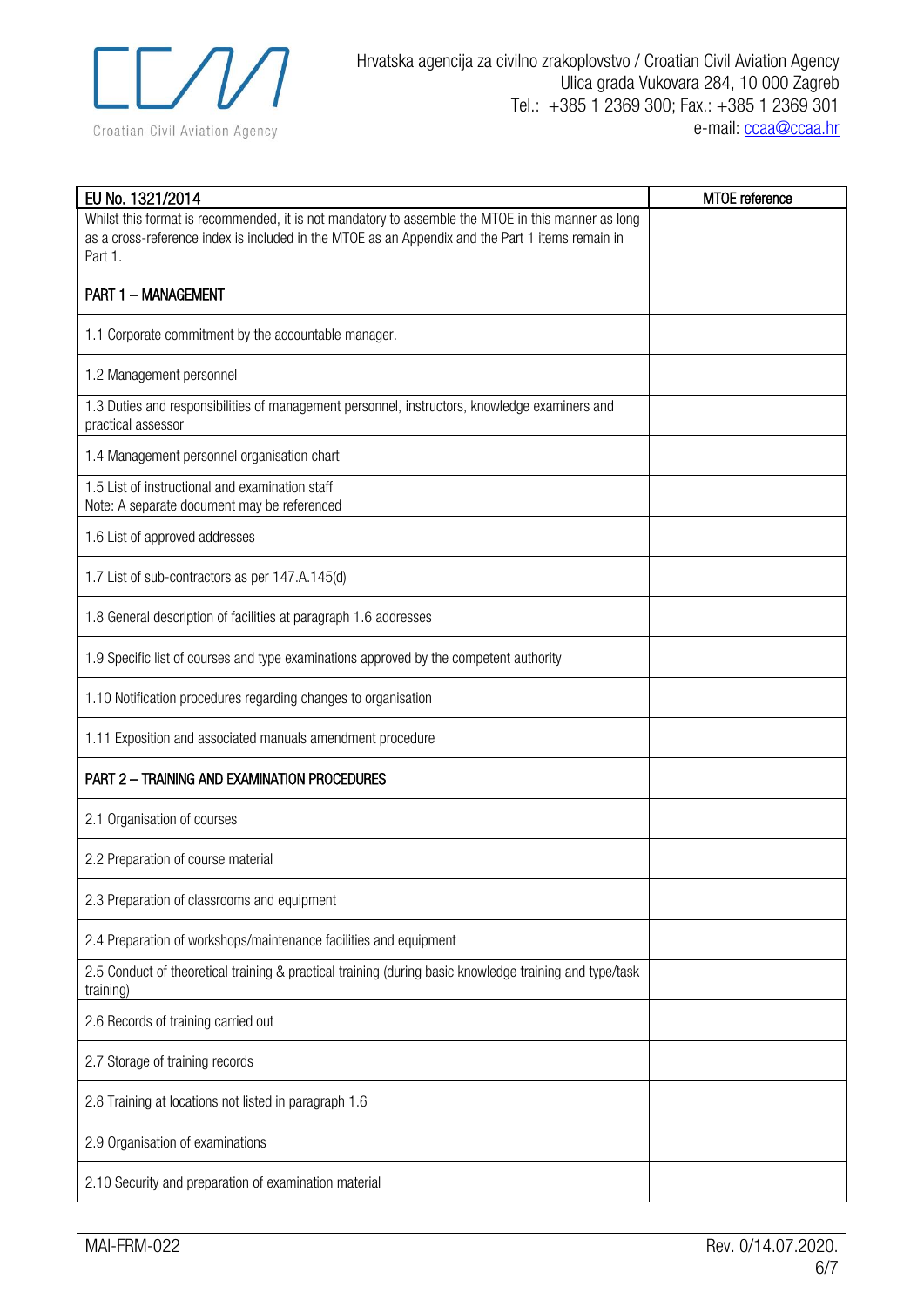| EU No. 1321/2014 | MTOE reference |
|---|---|
| Whilst this format is recommended, it is not mandatory to assemble the MTOE in this manner as long as a cross-reference index is included in the MTOE as an Appendix and the Part 1 items remain in Part 1. | |
| PART 1 – MANAGEMENT | |
| 1.1 Corporate commitment by the accountable manager. | |
| 1.2 Management personnel | |
| 1.3 Duties and responsibilities of management personnel, instructors, knowledge examiners and practical assessor | |
| 1.4 Management personnel organisation chart | |
| 1.5 List of instructional and examination staff<br>Note: A separate document may be referenced | |
| 1.6 List of approved addresses | |
| 1.7 List of sub-contractors as per 147.A.145(d) | |
| 1.8 General description of facilities at paragraph 1.6 addresses | |
| 1.9 Specific list of courses and type examinations approved by the competent authority | |
| 1.10 Notification procedures regarding changes to organisation | |
| 1.11 Exposition and associated manuals amendment procedure | |
| PART 2 – TRAINING AND EXAMINATION PROCEDURES | |
| 2.1 Organisation of courses | |
| 2.2 Preparation of course material | |
| 2.3 Preparation of classrooms and equipment | |
| 2.4 Preparation of workshops/maintenance facilities and equipment | |
| 2.5 Conduct of theoretical training & practical training (during basic knowledge training and type/task training) | |
| 2.6 Records of training carried out | |
| 2.7 Storage of training records | |
| 2.8 Training at locations not listed in paragraph 1.6 | |
| 2.9 Organisation of examinations | |
| 2.10 Security and preparation of examination material | |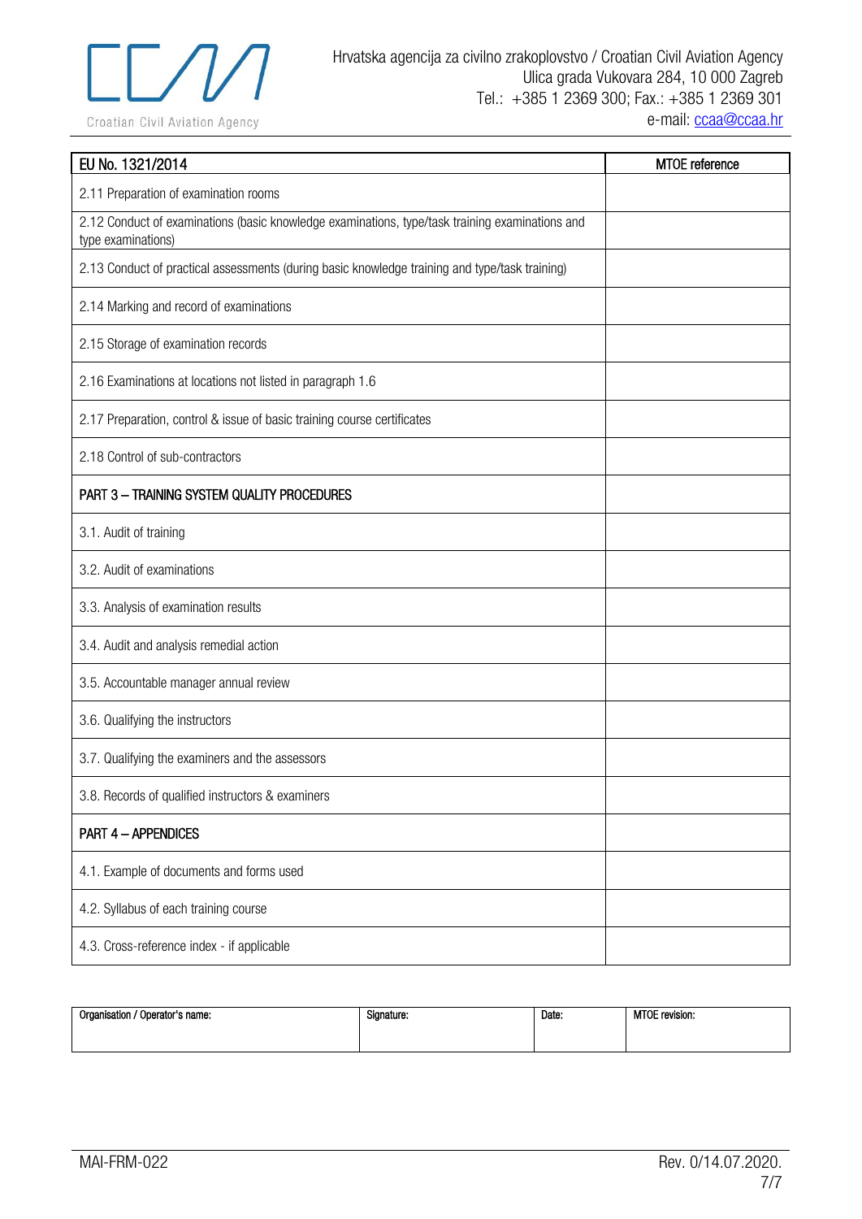| EU No. 1321/2014 | MTOE reference |
|---|---|
| 2.11 Preparation of examination rooms | |
| 2.12 Conduct of examinations (basic knowledge examinations, type/task training examinations and type examinations) | |
| 2.13 Conduct of practical assessments (during basic knowledge training and type/task training) | |
| 2.14 Marking and record of examinations | |
| 2.15 Storage of examination records | |
| 2.16 Examinations at locations not listed in paragraph 1.6 | |
| 2.17 Preparation, control & issue of basic training course certificates | |
| 2.18 Control of sub-contractors | |
| **PART 3 – TRAINING SYSTEM QUALITY PROCEDURES** | |
| 3.1. Audit of training | |
| 3.2. Audit of examinations | |
| 3.3. Analysis of examination results | |
| 3.4. Audit and analysis remedial action | |
| 3.5. Accountable manager annual review | |
| 3.6. Qualifying the instructors | |
| 3.7. Qualifying the examiners and the assessors | |
| 3.8. Records of qualified instructors & examiners | |
| **PART 4 – APPENDICES** | |
| 4.1. Example of documents and forms used | |
| 4.2. Syllabus of each training course | |
| 4.3. Cross-reference index - if applicable | |

| Organisation / Operator's name: | Signature: | Date: | MTOE revision: |
|---|---|---|---|
| | | | |